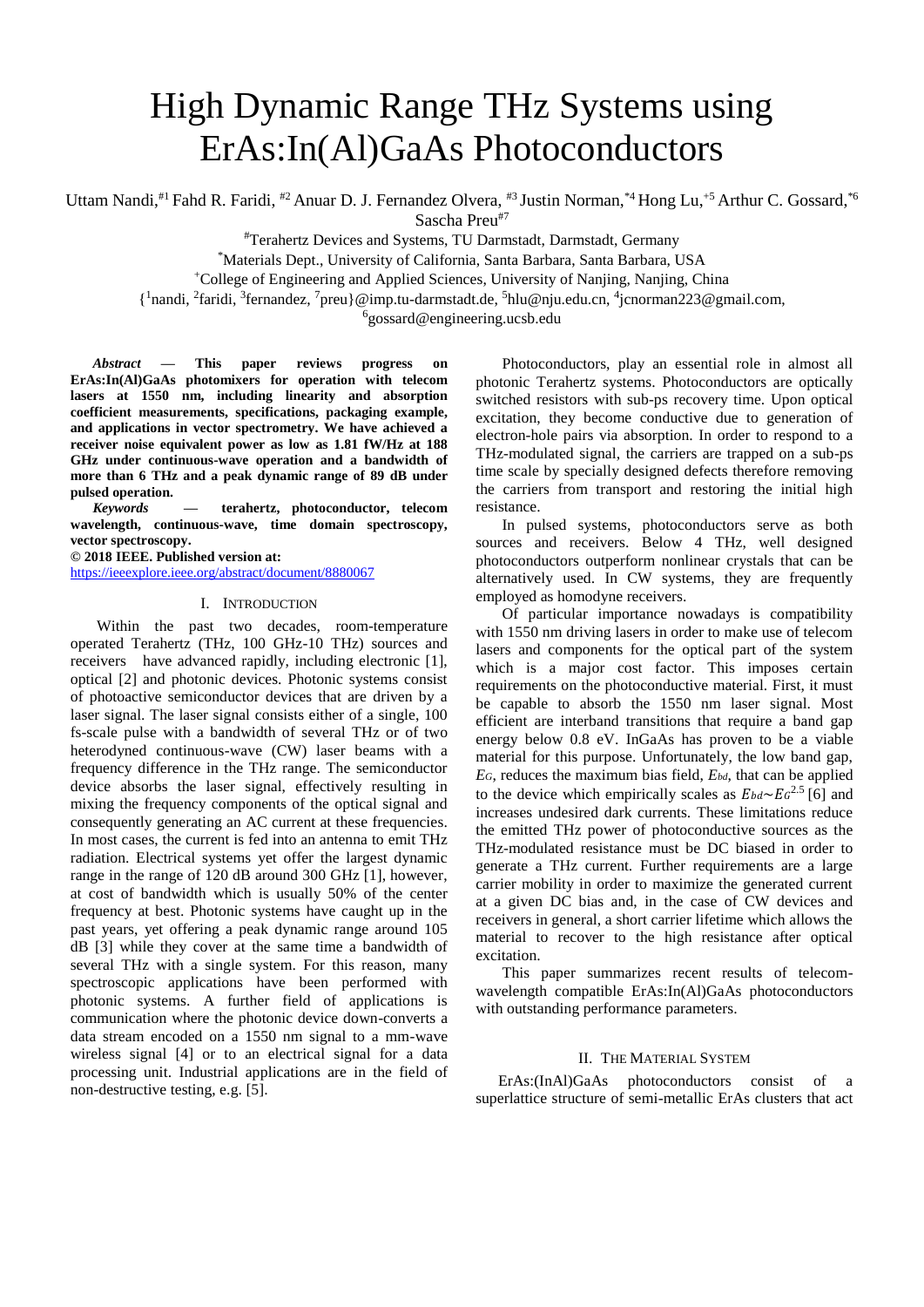# High Dynamic Range THz Systems using ErAs:In(Al)GaAs Photoconductors

Uttam Nandi,[#1] Fahd R. Faridi, [#2] Anuar D. J. Fernandez Olvera, [#3] Justin Norman,[*4] Hong Lu,[+5] Arthur C. Gossard,[*6] Sascha Preu[#7]

[#]Terahertz Devices and Systems, TU Darmstadt, Darmstadt, Germany

[*]Materials Dept., University of California, Santa Barbara, Santa Barbara, USA

[+]College of Engineering and Applied Sciences, University of Nanjing, Nanjing, China

{[1]nandi, [2]faridi, [3]fernandez, [7]preu}@imp.tu-darmstadt.de, [5]hlu@nju.edu.cn, [4]jcnorman223@gmail.com, [6]gossard@engineering.ucsb.edu

***Abstract* — This paper reviews progress on ErAs:In(Al)GaAs photomixers for operation with telecom lasers at 1550 nm, including linearity and absorption coefficient measurements, specifications, packaging example, and applications in vector spectrometry. We have achieved a receiver noise equivalent power as low as 1.81 fW/Hz at 188 GHz under continuous-wave operation and a bandwidth of more than 6 THz and a peak dynamic range of 89 dB under pulsed operation.**

***Keywords* — terahertz, photoconductor, telecom wavelength, continuous-wave, time domain spectroscopy, vector spectroscopy.**

**© 2018 IEEE. Published version at:**
https://ieeexplore.ieee.org/abstract/document/8880067

## I. Introduction

Within the past two decades, room-temperature operated Terahertz (THz, 100 GHz-10 THz) sources and receivers have advanced rapidly, including electronic [1], optical [2] and photonic devices. Photonic systems consist of photoactive semiconductor devices that are driven by a laser signal. The laser signal consists either of a single, 100 fs-scale pulse with a bandwidth of several THz or of two heterodyned continuous-wave (CW) laser beams with a frequency difference in the THz range. The semiconductor device absorbs the laser signal, effectively resulting in mixing the frequency components of the optical signal and consequently generating an AC current at these frequencies. In most cases, the current is fed into an antenna to emit THz radiation. Electrical systems yet offer the largest dynamic range in the range of 120 dB around 300 GHz [1], however, at cost of bandwidth which is usually 50% of the center frequency at best. Photonic systems have caught up in the past years, yet offering a peak dynamic range around 105 dB [3] while they cover at the same time a bandwidth of several THz with a single system. For this reason, many spectroscopic applications have been performed with photonic systems. A further field of applications is communication where the photonic device down-converts a data stream encoded on a 1550 nm signal to a mm-wave wireless signal [4] or to an electrical signal for a data processing unit. Industrial applications are in the field of non-destructive testing, e.g. [5].

Photoconductors, play an essential role in almost all photonic Terahertz systems. Photoconductors are optically switched resistors with sub-ps recovery time. Upon optical excitation, they become conductive due to generation of electron-hole pairs via absorption. In order to respond to a THz-modulated signal, the carriers are trapped on a sub-ps time scale by specially designed defects therefore removing the carriers from transport and restoring the initial high resistance.

In pulsed systems, photoconductors serve as both sources and receivers. Below 4 THz, well designed photoconductors outperform nonlinear crystals that can be alternatively used. In CW systems, they are frequently employed as homodyne receivers.

Of particular importance nowadays is compatibility with 1550 nm driving lasers in order to make use of telecom lasers and components for the optical part of the system which is a major cost factor. This imposes certain requirements on the photoconductive material. First, it must be capable to absorb the 1550 nm laser signal. Most efficient are interband transitions that require a band gap energy below 0.8 eV. InGaAs has proven to be a viable material for this purpose. Unfortunately, the low band gap, $E_G$, reduces the maximum bias field, $E_{bd}$, that can be applied to the device which empirically scales as $E_{bd} \sim E_G^{2.5}$ [6] and increases undesired dark currents. These limitations reduce the emitted THz power of photoconductive sources as the THz-modulated resistance must be DC biased in order to generate a THz current. Further requirements are a large carrier mobility in order to maximize the generated current at a given DC bias and, in the case of CW devices and receivers in general, a short carrier lifetime which allows the material to recover to the high resistance after optical excitation.

This paper summarizes recent results of telecom-wavelength compatible ErAs:In(Al)GaAs photoconductors with outstanding performance parameters.

## II. The Material System

ErAs:(InAl)GaAs photoconductors consist of a superlattice structure of semi-metallic ErAs clusters that act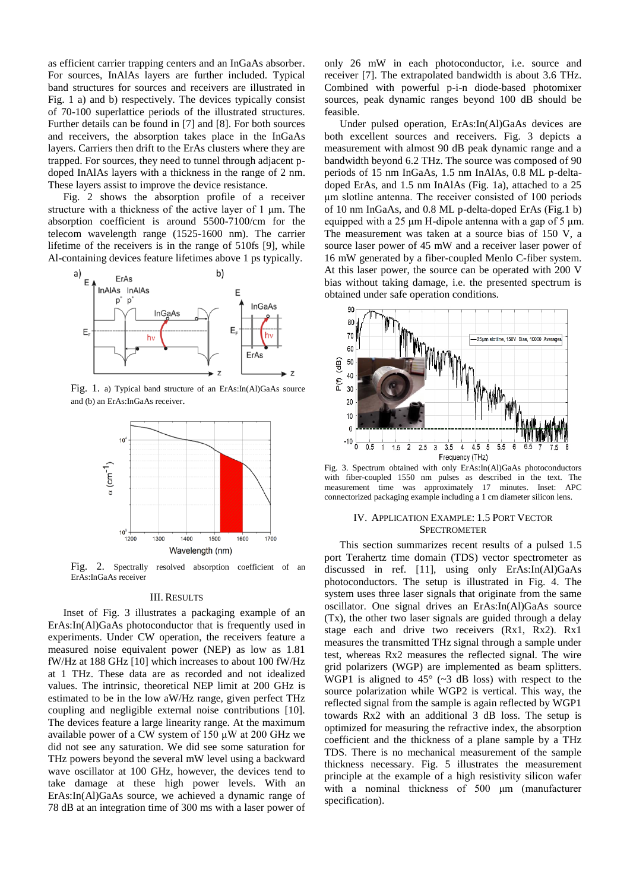as efficient carrier trapping centers and an InGaAs absorber. For sources, InAlAs layers are further included. Typical band structures for sources and receivers are illustrated in Fig. 1 a) and b) respectively. The devices typically consist of 70-100 superlattice periods of the illustrated structures. Further details can be found in [7] and [8]. For both sources and receivers, the absorption takes place in the InGaAs layers. Carriers then drift to the ErAs clusters where they are trapped. For sources, they need to tunnel through adjacent p-doped InAlAs layers with a thickness in the range of 2 nm. These layers assist to improve the device resistance.

Fig. 2 shows the absorption profile of a receiver structure with a thickness of the active layer of 1 µm. The absorption coefficient is around 5500-7100/cm for the telecom wavelength range (1525-1600 nm). The carrier lifetime of the receivers is in the range of 510fs [9], while Al-containing devices feature lifetimes above 1 ps typically.

Fig. 1. a) Typical band structure of an ErAs:In(Al)GaAs source and (b) an ErAs:InGaAs receiver.

Fig. 2. Spectrally resolved absorption coefficient of an ErAs:InGaAs receiver

## III. Results

Inset of Fig. 3 illustrates a packaging example of an ErAs:In(Al)GaAs photoconductor that is frequently used in experiments. Under CW operation, the receivers feature a measured noise equivalent power (NEP) as low as 1.81 fW/Hz at 188 GHz [10] which increases to about 100 fW/Hz at 1 THz. These data are as recorded and not idealized values. The intrinsic, theoretical NEP limit at 200 GHz is estimated to be in the low aW/Hz range, given perfect THz coupling and negligible external noise contributions [10]. The devices feature a large linearity range. At the maximum available power of a CW system of 150 µW at 200 GHz we did not see any saturation. We did see some saturation for THz powers beyond the several mW level using a backward wave oscillator at 100 GHz, however, the devices tend to take damage at these high power levels. With an ErAs:In(Al)GaAs source, we achieved a dynamic range of 78 dB at an integration time of 300 ms with a laser power of only 26 mW in each photoconductor, i.e. source and receiver [7]. The extrapolated bandwidth is about 3.6 THz. Combined with powerful p-i-n diode-based photomixer sources, peak dynamic ranges beyond 100 dB should be feasible.

Under pulsed operation, ErAs:In(Al)GaAs devices are both excellent sources and receivers. Fig. 3 depicts a measurement with almost 90 dB peak dynamic range and a bandwidth beyond 6.2 THz. The source was composed of 90 periods of 15 nm InGaAs, 1.5 nm InAlAs, 0.8 ML p-delta-doped ErAs, and 1.5 nm InAlAs (Fig. 1a), attached to a 25 µm slotline antenna. The receiver consisted of 100 periods of 10 nm InGaAs, and 0.8 ML p-delta-doped ErAs (Fig.1 b) equipped with a 25 µm H-dipole antenna with a gap of 5 µm. The measurement was taken at a source bias of 150 V, a source laser power of 45 mW and a receiver laser power of 16 mW generated by a fiber-coupled Menlo C-fiber system. At this laser power, the source can be operated with 200 V bias without taking damage, i.e. the presented spectrum is obtained under safe operation conditions.

Fig. 3. Spectrum obtained with only ErAs:In(Al)GaAs photoconductors with fiber-coupled 1550 nm pulses as described in the text. The measurement time was approximately 17 minutes. Inset: APC connectorized packaging example including a 1 cm diameter silicon lens.

## IV. Application Example: 1.5 Port Vector Spectrometer

This section summarizes recent results of a pulsed 1.5 port Terahertz time domain (TDS) vector spectrometer as discussed in ref. [11], using only ErAs:In(Al)GaAs photoconductors. The setup is illustrated in Fig. 4. The system uses three laser signals that originate from the same oscillator. One signal drives an ErAs:In(Al)GaAs source (Tx), the other two laser signals are guided through a delay stage each and drive two receivers (Rx1, Rx2). Rx1 measures the transmitted THz signal through a sample under test, whereas Rx2 measures the reflected signal. The wire grid polarizers (WGP) are implemented as beam splitters. WGP1 is aligned to 45° (~3 dB loss) with respect to the source polarization while WGP2 is vertical. This way, the reflected signal from the sample is again reflected by WGP1 towards Rx2 with an additional 3 dB loss. The setup is optimized for measuring the refractive index, the absorption coefficient and the thickness of a plane sample by a THz TDS. There is no mechanical measurement of the sample thickness necessary. Fig. 5 illustrates the measurement principle at the example of a high resistivity silicon wafer with a nominal thickness of 500 µm (manufacturer specification).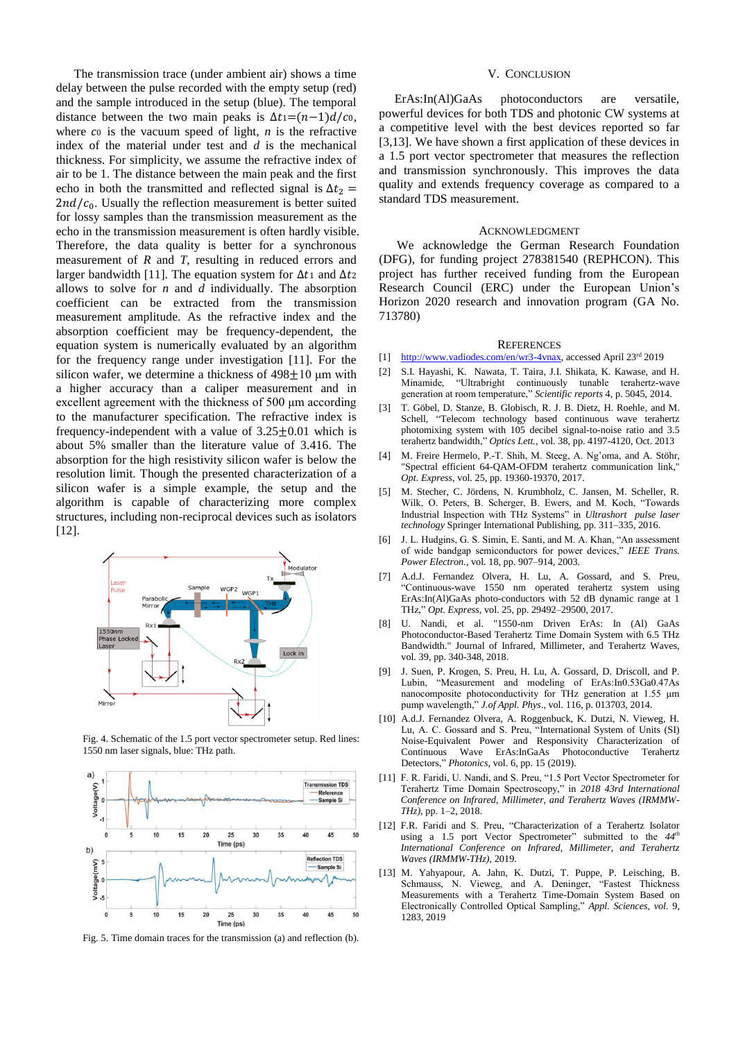The transmission trace (under ambient air) shows a time delay between the pulse recorded with the empty setup (red) and the sample introduced in the setup (blue). The temporal distance between the two main peaks is $\Delta t_1=(n-1)d/c_0$, where $c_0$ is the vacuum speed of light, $n$ is the refractive index of the material under test and $d$ is the mechanical thickness. For simplicity, we assume the refractive index of air to be 1. The distance between the main peak and the first echo in both the transmitted and reflected signal is $\Delta t_2 = 2nd/c_0$. Usually the reflection measurement is better suited for lossy samples than the transmission measurement as the echo in the transmission measurement is often hardly visible. Therefore, the data quality is better for a synchronous measurement of $R$ and $T$, resulting in reduced errors and larger bandwidth [11]. The equation system for $\Delta t_1$ and $\Delta t_2$ allows to solve for $n$ and $d$ individually. The absorption coefficient can be extracted from the transmission measurement amplitude. As the refractive index and the absorption coefficient may be frequency-dependent, the equation system is numerically evaluated by an algorithm for the frequency range under investigation [11]. For the silicon wafer, we determine a thickness of 498$\pm$10 µm with a higher accuracy than a caliper measurement and in excellent agreement with the thickness of 500 µm according to the manufacturer specification. The refractive index is frequency-independent with a value of 3.25$\pm$0.01 which is about 5% smaller than the literature value of 3.416. The absorption for the high resistivity silicon wafer is below the resolution limit. Though the presented characterization of a silicon wafer is a simple example, the setup and the algorithm is capable of characterizing more complex structures, including non-reciprocal devices such as isolators [12].

Fig. 4. Schematic of the 1.5 port vector spectrometer setup. Red lines: 1550 nm laser signals, blue: THz path.

Fig. 5. Time domain traces for the transmission (a) and reflection (b).

## V. Conclusion

ErAs:In(Al)GaAs photoconductors are versatile, powerful devices for both TDS and photonic CW systems at a competitive level with the best devices reported so far [3,13]. We have shown a first application of these devices in a 1.5 port vector spectrometer that measures the reflection and transmission synchronously. This improves the data quality and extends frequency coverage as compared to a standard TDS measurement.

## Acknowledgment

We acknowledge the German Research Foundation (DFG), for funding project 278381540 (REPHCON). This project has further received funding from the European Research Council (ERC) under the European Union's Horizon 2020 research and innovation program (GA No. 713780)

## References

[1] http://www.vadiodes.com/en/wr3-4vnax, accessed April 23rd 2019

[2] S.I. Hayashi, K. Nawata, T. Taira, J.I. Shikata, K. Kawase, and H. Minamide, "Ultrabright continuously tunable terahertz-wave generation at room temperature," *Scientific reports* 4, p. 5045, 2014.

[3] T. Göbel, D. Stanze, B. Globisch, R. J. B. Dietz, H. Roehle, and M. Schell, "Telecom technology based continuous wave terahertz photomixing system with 105 decibel signal-to-noise ratio and 3.5 terahertz bandwidth," *Optics Lett.*, vol. 38, pp. 4197-4120, Oct. 2013

[4] M. Freire Hermelo, P.-T. Shih, M. Steeg, A. Ng'oma, and A. Stöhr, "Spectral efficient 64-QAM-OFDM terahertz communication link," *Opt. Express*, vol. 25, pp. 19360-19370, 2017.

[5] M. Stecher, C. Jördens, N. Krumbholz, C. Jansen, M. Scheller, R. Wilk, O. Peters, B. Scherger, B. Ewers, and M. Koch, "Towards Industrial Inspection with THz Systems" in *Ultrashort pulse laser technology* Springer International Publishing, pp. 311–335, 2016.

[6] J. L. Hudgins, G. S. Simin, E. Santi, and M. A. Khan, "An assessment of wide bandgap semiconductors for power devices," *IEEE Trans. Power Electron.*, vol. 18, pp. 907–914, 2003.

[7] A.d.J. Fernandez Olvera, H. Lu, A. Gossard, and S. Preu, "Continuous-wave 1550 nm operated terahertz system using ErAs:In(Al)GaAs photo-conductors with 52 dB dynamic range at 1 THz," *Opt. Express*, vol. 25, pp. 29492–29500, 2017.

[8] U. Nandi, et al. "1550-nm Driven ErAs: In (Al) GaAs Photoconductor-Based Terahertz Time Domain System with 6.5 THz Bandwidth." Journal of Infrared, Millimeter, and Terahertz Waves, vol. 39, pp. 340-348, 2018.

[9] J. Suen, P. Krogen, S. Preu, H. Lu, A. Gossard, D. Driscoll, and P. Lubin, "Measurement and modeling of ErAs:In0.53Ga0.47As nanocomposite photoconductivity for THz generation at 1.55 µm pump wavelength," *J.of Appl. Phys.*, vol. 116, p. 013703, 2014.

[10] A.d.J. Fernandez Olvera, A. Roggenbuck, K. Dutzi, N. Vieweg, H. Lu, A. C. Gossard and S. Preu, "International System of Units (SI) Noise-Equivalent Power and Responsivity Characterization of Continuous Wave ErAs:InGaAs Photoconductive Terahertz Detectors," *Photonics*, vol. 6, pp. 15 (2019).

[11] F. R. Faridi, U. Nandi, and S. Preu, "1.5 Port Vector Spectrometer for Terahertz Time Domain Spectroscopy," in *2018 43rd International Conference on Infrared, Millimeter, and Terahertz Waves (IRMMW-THz)*, pp. 1–2, 2018.

[12] F.R. Faridi and S. Preu, "Characterization of a Terahertz Isolator using a 1.5 port Vector Spectrometer" submitted to the *44th International Conference on Infrared, Millimeter, and Terahertz Waves (IRMMW-THz)*, 2019.

[13] M. Yahyapour, A. Jahn, K. Dutzi, T. Puppe, P. Leisching, B. Schmauss, N. Vieweg, and A. Deninger, "Fastest Thickness Measurements with a Terahertz Time-Domain System Based on Electronically Controlled Optical Sampling," *Appl. Sciences, vol.* 9, 1283, 2019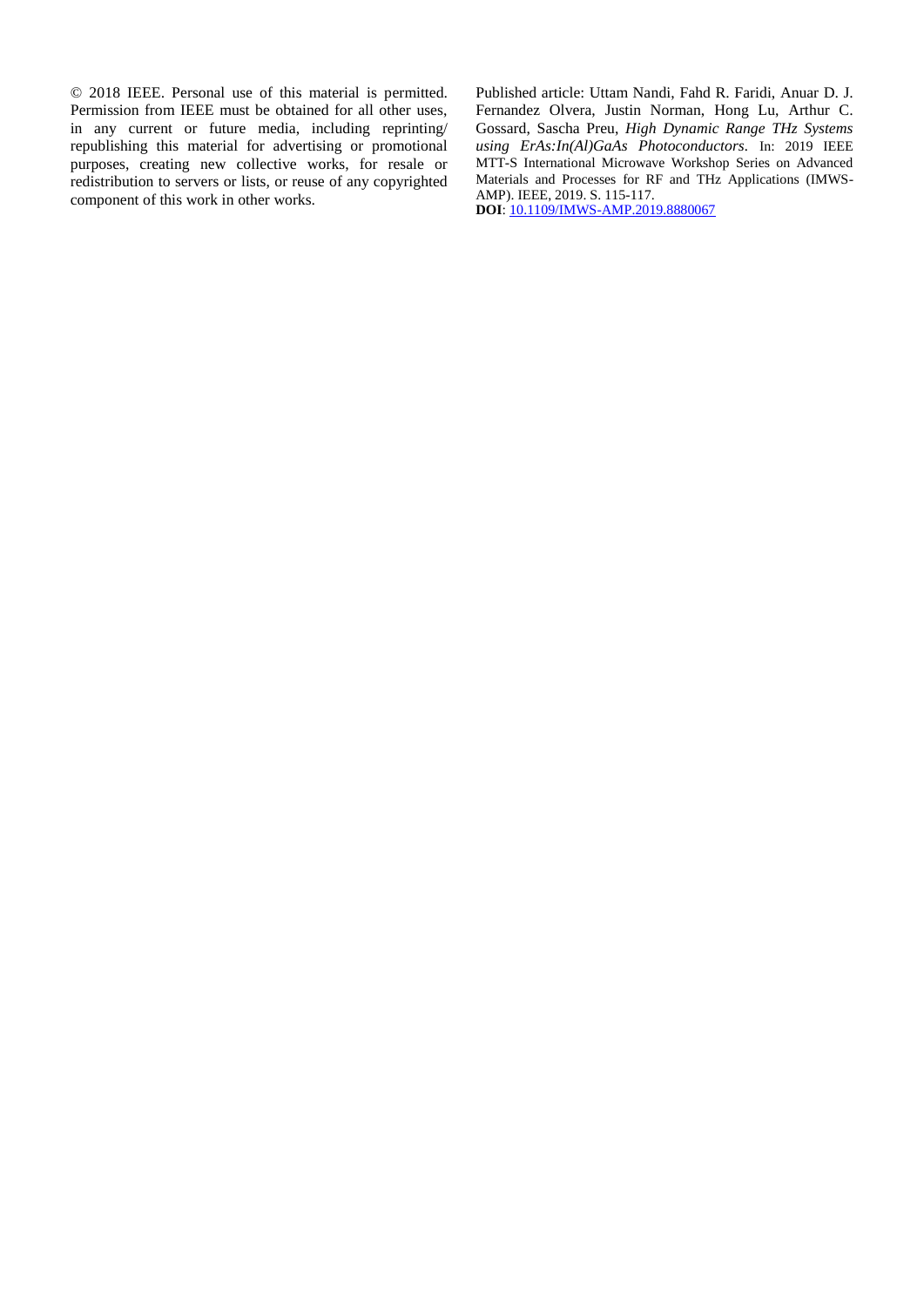© 2018 IEEE. Personal use of this material is permitted. Permission from IEEE must be obtained for all other uses, in any current or future media, including reprinting/ republishing this material for advertising or promotional purposes, creating new collective works, for resale or redistribution to servers or lists, or reuse of any copyrighted component of this work in other works.

Published article: Uttam Nandi, Fahd R. Faridi, Anuar D. J. Fernandez Olvera, Justin Norman, Hong Lu, Arthur C. Gossard, Sascha Preu, *High Dynamic Range THz Systems using ErAs:In(Al)GaAs Photoconductors*. In: 2019 IEEE MTT-S International Microwave Workshop Series on Advanced Materials and Processes for RF and THz Applications (IMWS-AMP). IEEE, 2019. S. 115-117.
**DOI**: 10.1109/IMWS-AMP.2019.8880067